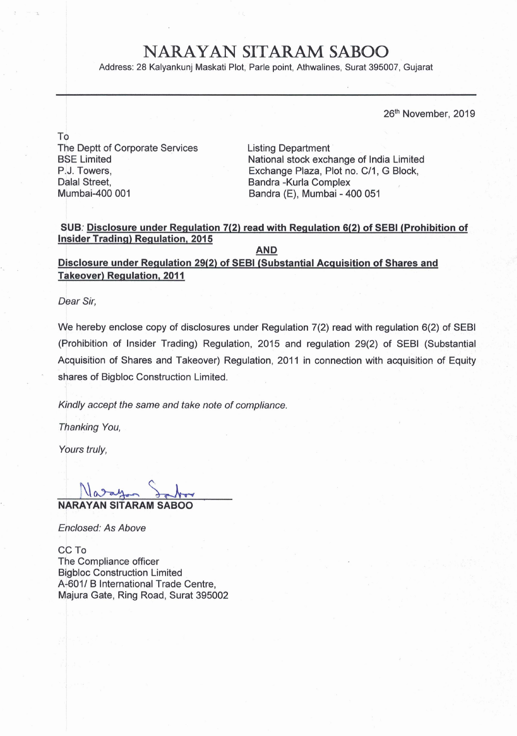# NARAYAN SITARAM SABOO

Address: 28 Kalyankunj Maskati Plot, Parle point, Athwalines, Surat 395007, Gujarat

26th November, 2019

To

The Deptt of Corporate Services
BSE Limited
P.J. Towers,
Dalal Street,
Mumbai-400 001

Listing Department
National stock exchange of India Limited
Exchange Plaza, Plot no. C/1, G Block,
Bandra -Kurla Complex
Bandra (E), Mumbai - 400 051

**SUB: Disclosure under Regulation 7(2) read with Regulation 6(2) of SEBI (Prohibition of Insider Trading) Regulation, 2015**

**AND**

**Disclosure under Regulation 29(2) of SEBI (Substantial Acquisition of Shares and Takeover) Regulation, 2011**

*Dear Sir,*

We hereby enclose copy of disclosures under Regulation 7(2) read with regulation 6(2) of SEBI (Prohibition of Insider Trading) Regulation, 2015 and regulation 29(2) of SEBI (Substantial Acquisition of Shares and Takeover) Regulation, 2011 in connection with acquisition of Equity shares of Bigbloc Construction Limited.

*Kindly accept the same and take note of compliance.*

*Thanking You,*

*Yours truly,*

**NARAYAN SITARAM SABOO**

*Enclosed: As Above*

CC To
The Compliance officer
Bigbloc Construction Limited
A-601/ B International Trade Centre,
Majura Gate, Ring Road, Surat 395002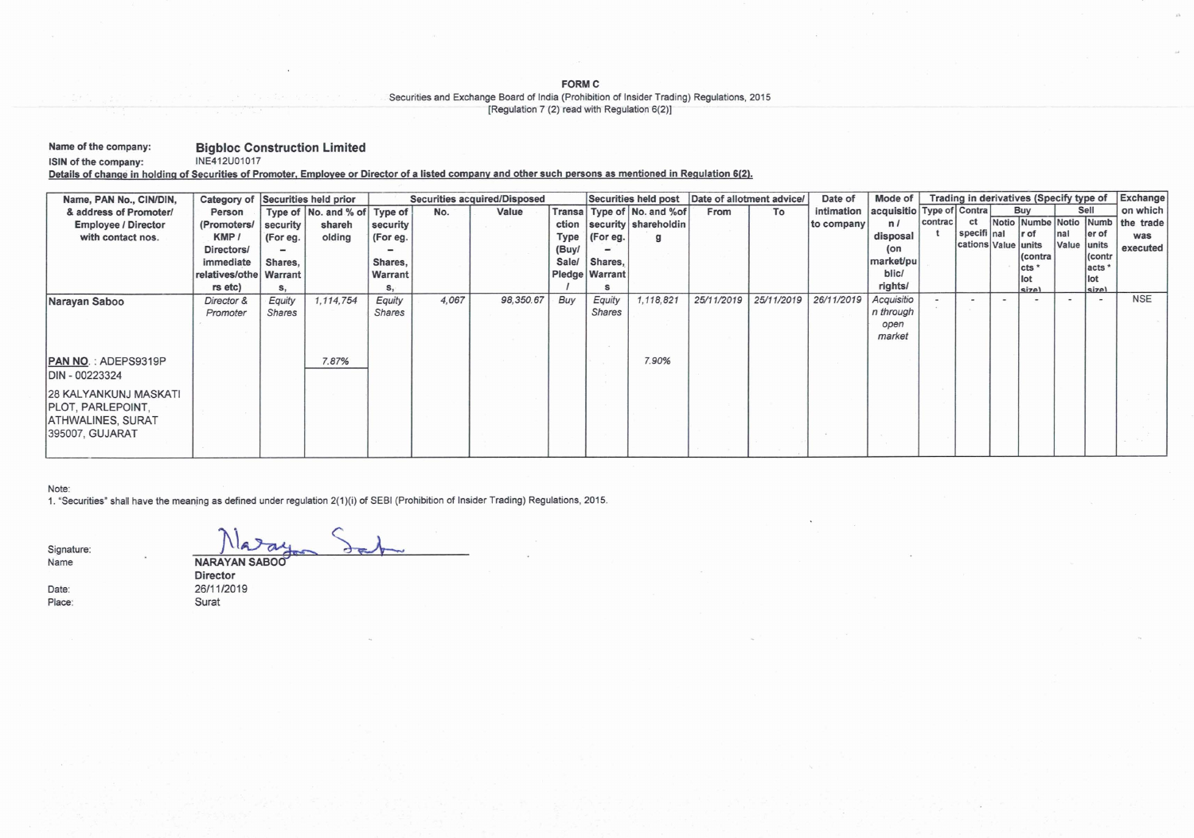**FORM C**

Securities and Exchange Board of India (Prohibition of Insider Trading) Regulations, 2015
[Regulation 7 (2) read with Regulation 6(2)]

**Name of the company:** **Bigbloc Construction Limited**
**ISIN of the company:** INE412U01017

**Details of change in holding of Securities of Promoter, Employee or Director of a listed company and other such persons as mentioned in Regulation 6(2).**

| Name, PAN No., CIN/DIN, & address of Promoter/ Employee / Director with contact nos. | Category of Person (Promoters/ KMP / Directors/ immediate relatives/others etc) | Securities held prior | | Securities acquired/Disposed | | | | Securities held post | | Date of allotment advice/ | | Date of intimation to company | Mode of acquisition / disposal (on market/public/ rights/ | Trading in derivatives (Specify type of | | | | | | Exchange on which the trade was executed |
|---|---|---|---|---|---|---|---|---|---|---|---|---|---|---|---|---|---|---|---|---|
| | | Type of security (For eg. – Shares, Warrants, | No. and % of shareholding | Type of security (For eg. – Shares, Warrants, | No. | Value | Transaction Type (Buy/ Sale/ Pledge / | Type of security (For eg. – Shares, Warrants | No. and % of shareholding | From | To | | | Type of contract | Contract specifications | Buy | | Sell | | |
| | | | | | | | | | | | | | | | | Notional Value | Number of units (contracts * lot size) | Notional Value | Number of units (contracts * lot size) | |
| Narayan Saboo<br><br>PAN NO. : ADEPS9319P<br>DIN - 00223324<br>28 KALYANKUNJ MASKATI PLOT, PARLEPOINT, ATHWALINES, SURAT 395007, GUJARAT | Director & Promoter | Equity Shares | 1,114,754<br>7.87% | Equity Shares | 4,067 | 98,350.67 | Buy | Equity Shares | 1,118,821<br>7.90% | 25/11/2019 | 25/11/2019 | 26/11/2019 | Acquisition through open market | - | - | - | - | - | - | NSE |

Note:
1. "Securities" shall have the meaning as defined under regulation 2(1)(i) of SEBI (Prohibition of Insider Trading) Regulations, 2015.

Signature:
Name: **NARAYAN SABOO**
**Director**
Date: 26/11/2019
Place: Surat